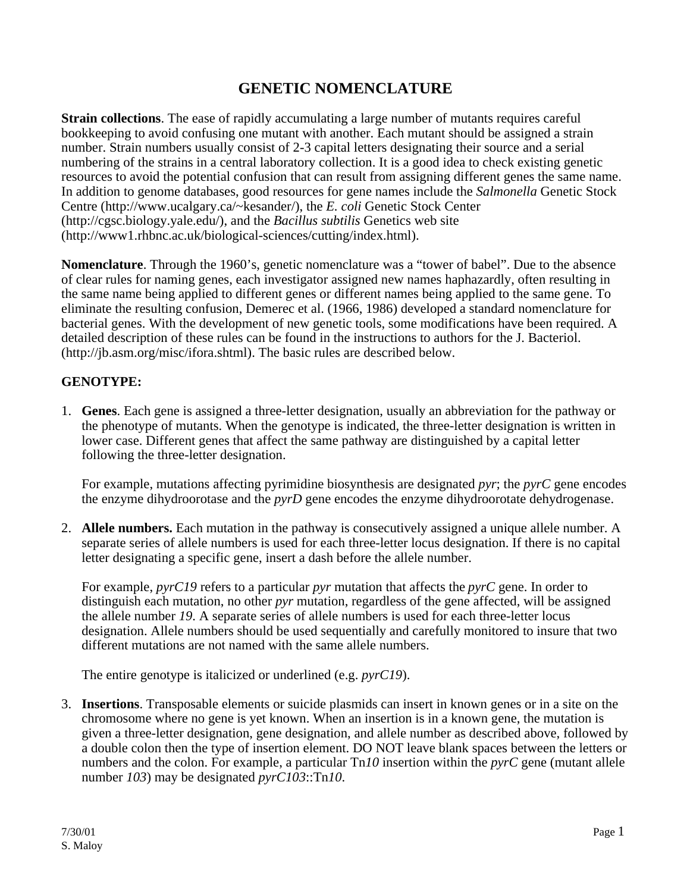# GENETIC NOMENCLATURE

**Strain collections**. The ease of rapidly accumulating a large number of mutants requires careful bookkeeping to avoid confusing one mutant with another. Each mutant should be assigned a strain number. Strain numbers usually consist of 2-3 capital letters designating their source and a serial numbering of the strains in a central laboratory collection. It is a good idea to check existing genetic resources to avoid the potential confusion that can result from assigning different genes the same name. In addition to genome databases, good resources for gene names include the *Salmonella* Genetic Stock Centre (http://www.ucalgary.ca/~kesander/), the *E. coli* Genetic Stock Center (http://cgsc.biology.yale.edu/), and the *Bacillus subtilis* Genetics web site (http://www1.rhbnc.ac.uk/biological-sciences/cutting/index.html).

**Nomenclature**. Through the 1960's, genetic nomenclature was a "tower of babel". Due to the absence of clear rules for naming genes, each investigator assigned new names haphazardly, often resulting in the same name being applied to different genes or different names being applied to the same gene. To eliminate the resulting confusion, Demerec et al. (1966, 1986) developed a standard nomenclature for bacterial genes. With the development of new genetic tools, some modifications have been required. A detailed description of these rules can be found in the instructions to authors for the J. Bacteriol. (http://jb.asm.org/misc/ifora.shtml). The basic rules are described below.

**GENOTYPE:**

1. **Genes**. Each gene is assigned a three-letter designation, usually an abbreviation for the pathway or the phenotype of mutants. When the genotype is indicated, the three-letter designation is written in lower case. Different genes that affect the same pathway are distinguished by a capital letter following the three-letter designation.

   For example, mutations affecting pyrimidine biosynthesis are designated *pyr*; the *pyrC* gene encodes the enzyme dihydroorotase and the *pyrD* gene encodes the enzyme dihydroorotate dehydrogenase.

2. **Allele numbers.** Each mutation in the pathway is consecutively assigned a unique allele number. A separate series of allele numbers is used for each three-letter locus designation. If there is no capital letter designating a specific gene, insert a dash before the allele number.

   For example, *pyrC19* refers to a particular *pyr* mutation that affects the *pyrC* gene. In order to distinguish each mutation, no other *pyr* mutation, regardless of the gene affected, will be assigned the allele number *19*. A separate series of allele numbers is used for each three-letter locus designation. Allele numbers should be used sequentially and carefully monitored to insure that two different mutations are not named with the same allele numbers.

   The entire genotype is italicized or underlined (e.g. *pyrC19*).

3. **Insertions**. Transposable elements or suicide plasmids can insert in known genes or in a site on the chromosome where no gene is yet known. When an insertion is in a known gene, the mutation is given a three-letter designation, gene designation, and allele number as described above, followed by a double colon then the type of insertion element. DO NOT leave blank spaces between the letters or numbers and the colon. For example, a particular Tn*10* insertion within the *pyrC* gene (mutant allele number *103*) may be designated *pyrC103*::Tn*10*.

7/30/01
S. Maloy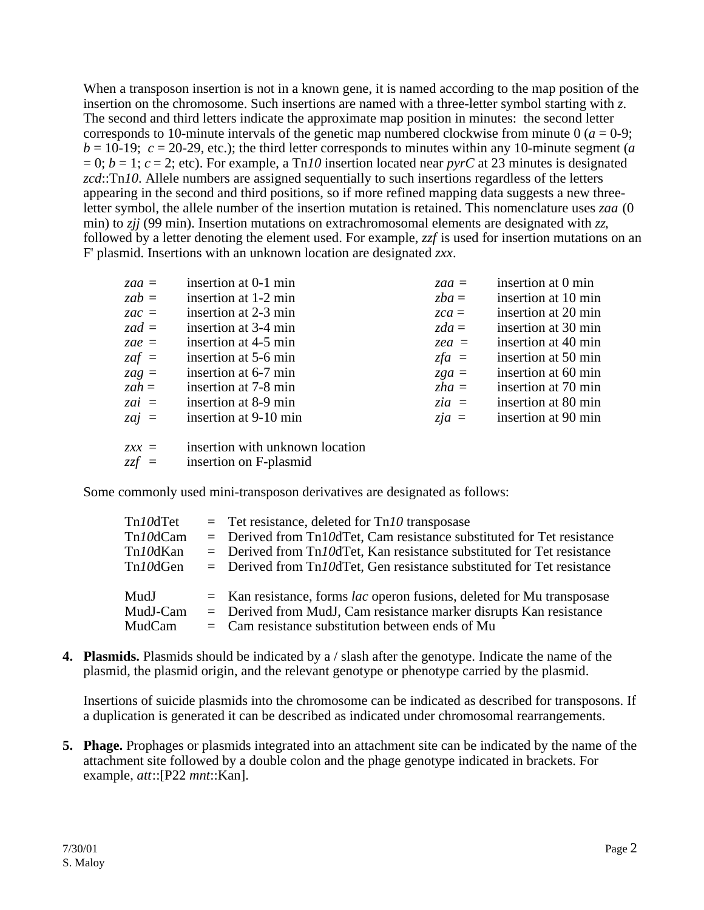When a transposon insertion is not in a known gene, it is named according to the map position of the insertion on the chromosome. Such insertions are named with a three-letter symbol starting with *z*. The second and third letters indicate the approximate map position in minutes: the second letter corresponds to 10-minute intervals of the genetic map numbered clockwise from minute 0 (*a* = 0-9; *b* = 10-19; *c* = 20-29, etc.); the third letter corresponds to minutes within any 10-minute segment (*a* = 0; *b* = 1; *c* = 2; etc). For example, a Tn*10* insertion located near *pyrC* at 23 minutes is designated *zcd*::Tn*10*. Allele numbers are assigned sequentially to such insertions regardless of the letters appearing in the second and third positions, so if more refined mapping data suggests a new three-letter symbol, the allele number of the insertion mutation is retained. This nomenclature uses *zaa* (0 min) to *zjj* (99 min). Insertion mutations on extrachromosomal elements are designated with *zz*, followed by a letter denoting the element used. For example, *zzf* is used for insertion mutations on an F' plasmid. Insertions with an unknown location are designated *zxx*.

| | | | |
|---|---|---|---|
| *zaa* = | insertion at 0-1 min | *zaa* = | insertion at 0 min |
| *zab* = | insertion at 1-2 min | *zba* = | insertion at 10 min |
| *zac* = | insertion at 2-3 min | *zca* = | insertion at 20 min |
| *zad* = | insertion at 3-4 min | *zda* = | insertion at 30 min |
| *zae* = | insertion at 4-5 min | *zea* = | insertion at 40 min |
| *zaf* = | insertion at 5-6 min | *zfa* = | insertion at 50 min |
| *zag* = | insertion at 6-7 min | *zga* = | insertion at 60 min |
| *zah* = | insertion at 7-8 min | *zha* = | insertion at 70 min |
| *zai* = | insertion at 8-9 min | *zia* = | insertion at 80 min |
| *zaj* = | insertion at 9-10 min | *zja* = | insertion at 90 min |

*zxx* = insertion with unknown location
*zzf* = insertion on F-plasmid

Some commonly used mini-transposon derivatives are designated as follows:

| | | |
|---|---|---|
| Tn*10*dTet | = | Tet resistance, deleted for Tn*10* transposase |
| Tn*10*dCam | = | Derived from Tn10dTet, Cam resistance substituted for Tet resistance |
| Tn*10*dKan | = | Derived from Tn*10*dTet, Kan resistance substituted for Tet resistance |
| Tn*10*dGen | = | Derived from Tn*10*dTet, Gen resistance substituted for Tet resistance |
| MudJ | = | Kan resistance, forms *lac* operon fusions, deleted for Mu transposase |
| MudJ-Cam | = | Derived from MudJ, Cam resistance marker disrupts Kan resistance |
| MudCam | = | Cam resistance substitution between ends of Mu |

4. **Plasmids.** Plasmids should be indicated by a / slash after the genotype. Indicate the name of the plasmid, the plasmid origin, and the relevant genotype or phenotype carried by the plasmid.

   Insertions of suicide plasmids into the chromosome can be indicated as described for transposons. If a duplication is generated it can be described as indicated under chromosomal rearrangements.

5. **Phage.** Prophages or plasmids integrated into an attachment site can be indicated by the name of the attachment site followed by a double colon and the phage genotype indicated in brackets. For example, *att*::[P22 *mnt*::Kan].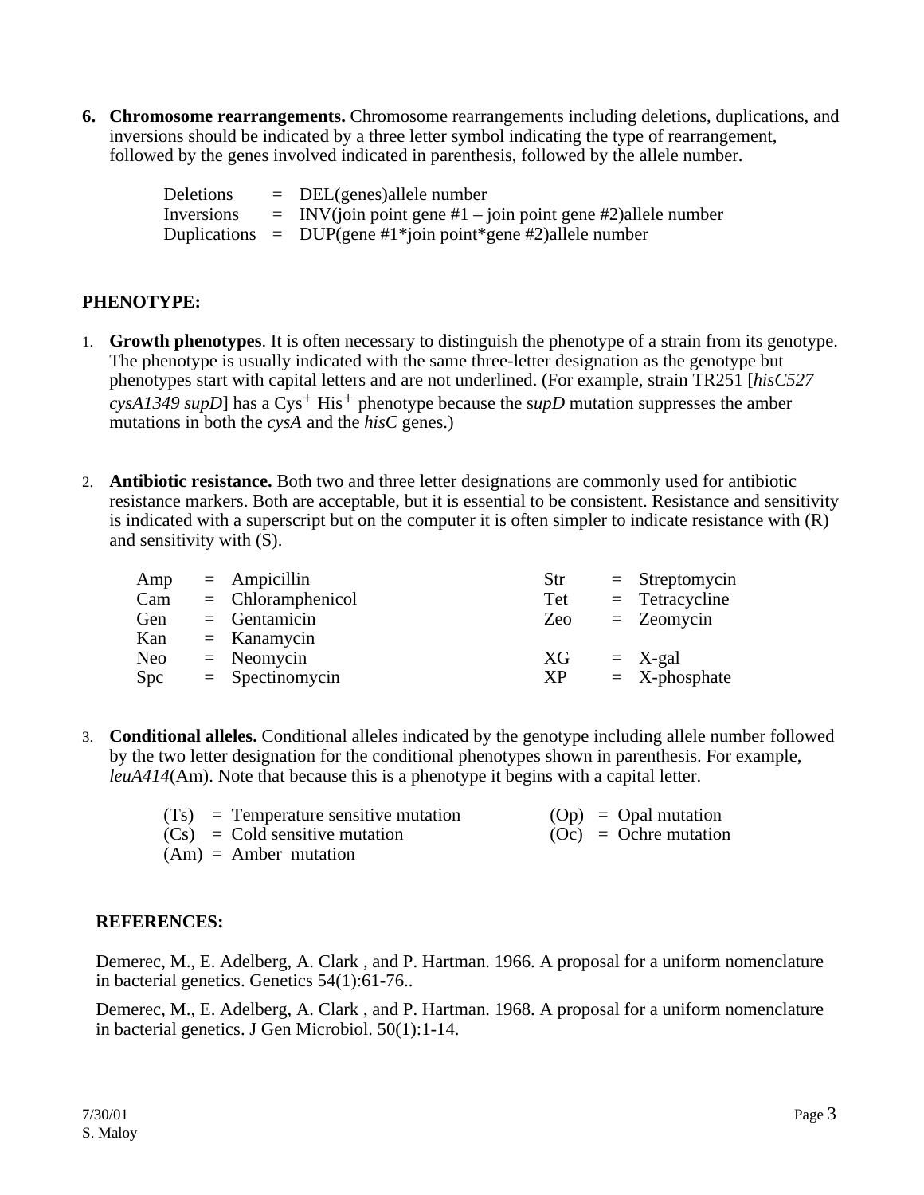6. **Chromosome rearrangements.** Chromosome rearrangements including deletions, duplications, and inversions should be indicated by a three letter symbol indicating the type of rearrangement, followed by the genes involved indicated in parenthesis, followed by the allele number.

| | | |
|---|---|---|
| Deletions | = | DEL(genes)allele number |
| Inversions | = | INV(join point gene #1 – join point gene #2)allele number |
| Duplications | = | DUP(gene #1*join point*gene #2)allele number |

## PHENOTYPE:

1. **Growth phenotypes**. It is often necessary to distinguish the phenotype of a strain from its genotype. The phenotype is usually indicated with the same three-letter designation as the genotype but phenotypes start with capital letters and are not underlined. (For example, strain TR251 [*hisC527 cysA1349 supD*] has a $Cys^{+}$ $His^{+}$ phenotype because the s*upD* mutation suppresses the amber mutations in both the *cysA* and the *hisC* genes.)

2. **Antibiotic resistance.** Both two and three letter designations are commonly used for antibiotic resistance markers. Both are acceptable, but it is essential to be consistent. Resistance and sensitivity is indicated with a superscript but on the computer it is often simpler to indicate resistance with (R) and sensitivity with (S).

| | | | | | |
|---|---|---|---|---|---|
| Amp | = Ampicillin | | Str | = | Streptomycin |
| Cam | = Chloramphenicol | | Tet | = | Tetracycline |
| Gen | = Gentamicin | | Zeo | = | Zeomycin |
| Kan | = Kanamycin | | | | |
| Neo | = Neomycin | | XG | = | X-gal |
| Spc | = Spectinomycin | | XP | = | X-phosphate |

3. **Conditional alleles.** Conditional alleles indicated by the genotype including allele number followed by the two letter designation for the conditional phenotypes shown in parenthesis. For example, *leuA414*(Am). Note that because this is a phenotype it begins with a capital letter.

| | | | |
|---|---|---|---|
| (Ts) | = Temperature sensitive mutation | (Op) | = Opal mutation |
| (Cs) | = Cold sensitive mutation | (Oc) | = Ochre mutation |
| (Am) | = Amber mutation | | |

## REFERENCES:

Demerec, M., E. Adelberg, A. Clark , and P. Hartman. 1966. A proposal for a uniform nomenclature in bacterial genetics. Genetics 54(1):61-76..

Demerec, M., E. Adelberg, A. Clark , and P. Hartman. 1968. A proposal for a uniform nomenclature in bacterial genetics. J Gen Microbiol. 50(1):1-14.

7/30/01
S. Maloy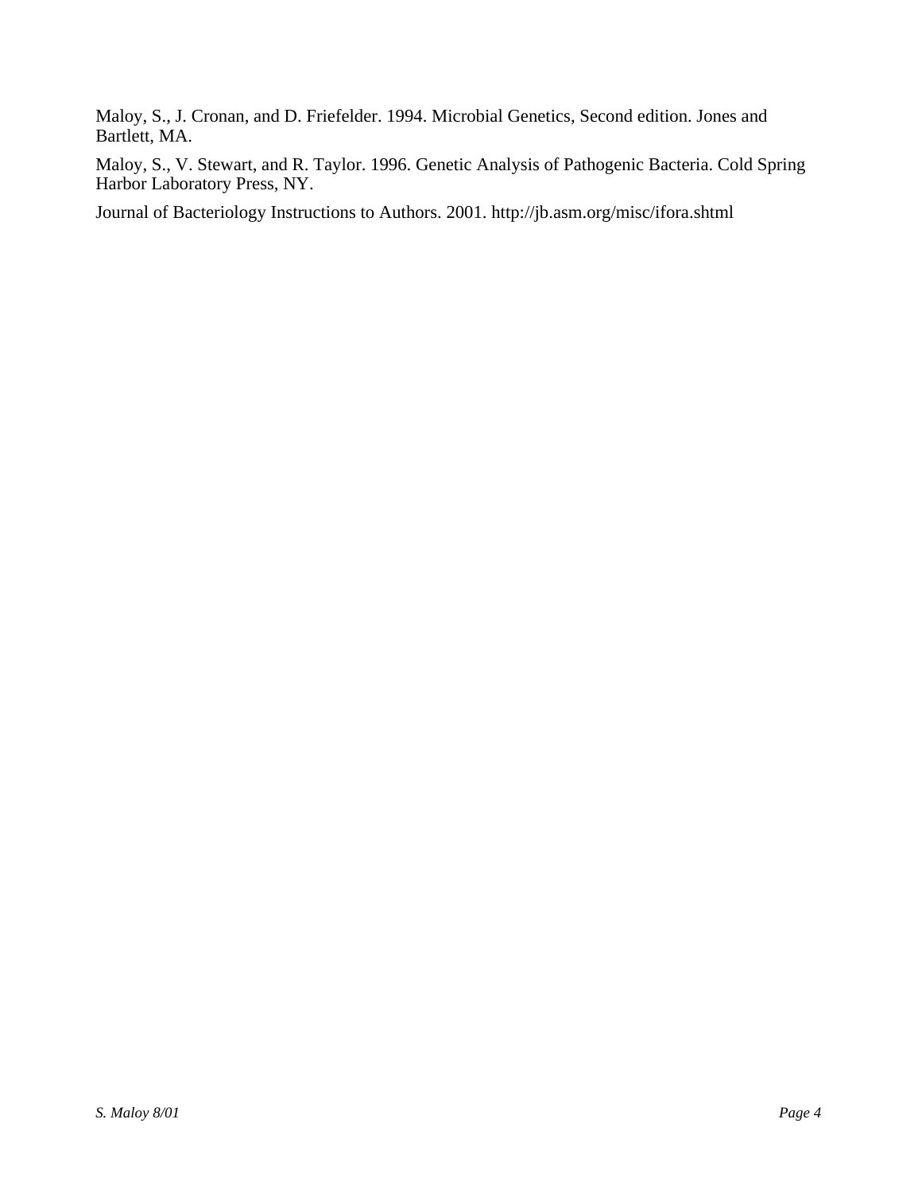Maloy, S., J. Cronan, and D. Friefelder. 1994. Microbial Genetics, Second edition. Jones and Bartlett, MA.

Maloy, S., V. Stewart, and R. Taylor. 1996. Genetic Analysis of Pathogenic Bacteria. Cold Spring Harbor Laboratory Press, NY.

Journal of Bacteriology Instructions to Authors. 2001. http://jb.asm.org/misc/ifora.shtml